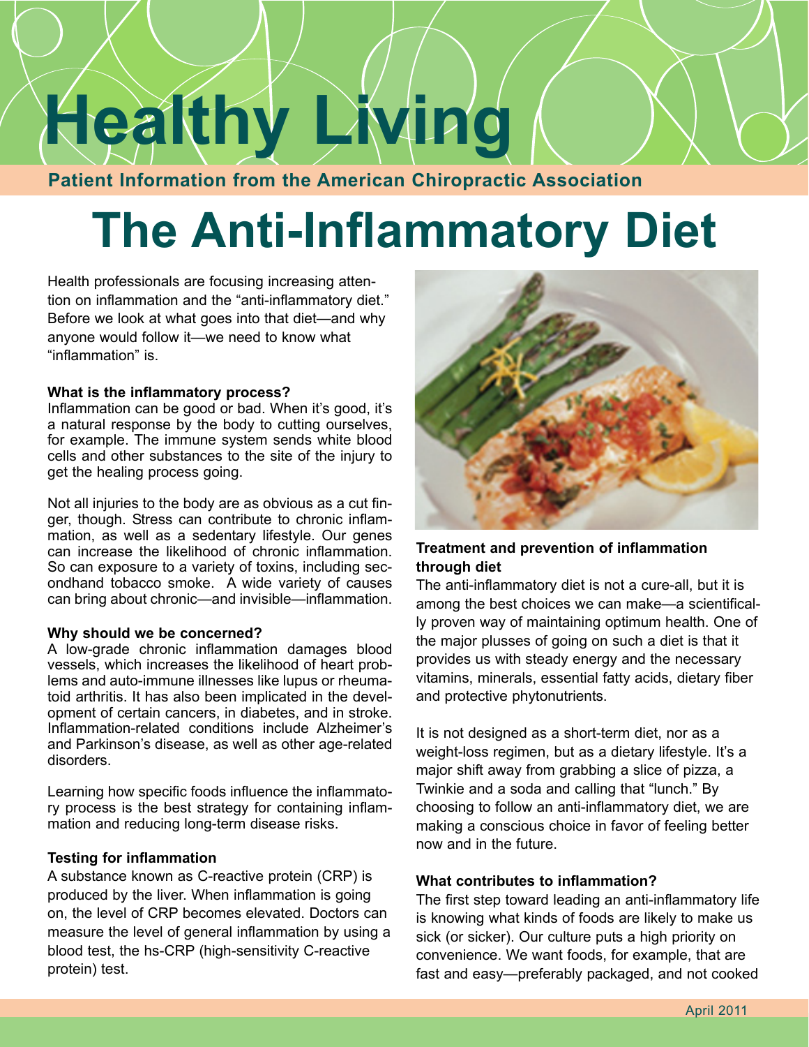# Healthy Living

**Patient Information from the American Chiropractic Association**

# The Anti-Inflammatory Diet

Health professionals are focusing increasing attention on inflammation and the "anti-inflammatory diet." Before we look at what goes into that diet—and why anyone would follow it—we need to know what "inflammation" is.

**What is the inflammatory process?**
Inflammation can be good or bad. When it's good, it's a natural response by the body to cutting ourselves, for example. The immune system sends white blood cells and other substances to the site of the injury to get the healing process going.

Not all injuries to the body are as obvious as a cut finger, though. Stress can contribute to chronic inflammation, as well as a sedentary lifestyle. Our genes can increase the likelihood of chronic inflammation. So can exposure to a variety of toxins, including secondhand tobacco smoke. A wide variety of causes can bring about chronic—and invisible—inflammation.

**Why should we be concerned?**
A low-grade chronic inflammation damages blood vessels, which increases the likelihood of heart problems and auto-immune illnesses like lupus or rheumatoid arthritis. It has also been implicated in the development of certain cancers, in diabetes, and in stroke. Inflammation-related conditions include Alzheimer's and Parkinson's disease, as well as other age-related disorders.

Learning how specific foods influence the inflammatory process is the best strategy for containing inflammation and reducing long-term disease risks.

**Testing for inflammation**
A substance known as C-reactive protein (CRP) is produced by the liver. When inflammation is going on, the level of CRP becomes elevated. Doctors can measure the level of general inflammation by using a blood test, the hs-CRP (high-sensitivity C-reactive protein) test.

**Treatment and prevention of inflammation through diet**
The anti-inflammatory diet is not a cure-all, but it is among the best choices we can make—a scientifically proven way of maintaining optimum health. One of the major plusses of going on such a diet is that it provides us with steady energy and the necessary vitamins, minerals, essential fatty acids, dietary fiber and protective phytonutrients.

It is not designed as a short-term diet, nor as a weight-loss regimen, but as a dietary lifestyle. It's a major shift away from grabbing a slice of pizza, a Twinkie and a soda and calling that "lunch." By choosing to follow an anti-inflammatory diet, we are making a conscious choice in favor of feeling better now and in the future.

**What contributes to inflammation?**
The first step toward leading an anti-inflammatory life is knowing what kinds of foods are likely to make us sick (or sicker). Our culture puts a high priority on convenience. We want foods, for example, that are fast and easy—preferably packaged, and not cooked

April 2011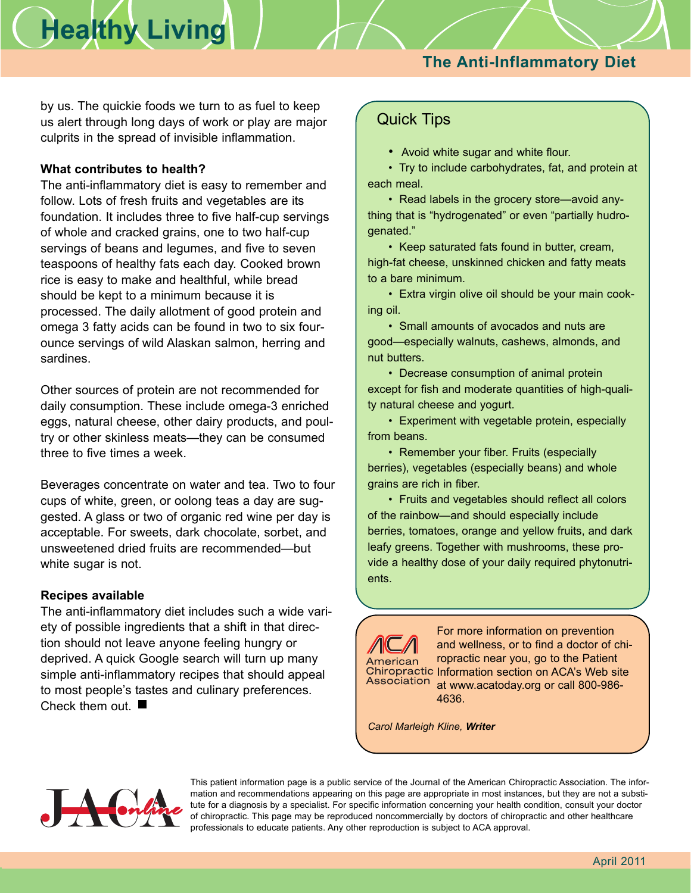by us. The quickie foods we turn to as fuel to keep us alert through long days of work or play are major culprits in the spread of invisible inflammation.

**What contributes to health?**

The anti-inflammatory diet is easy to remember and follow. Lots of fresh fruits and vegetables are its foundation. It includes three to five half-cup servings of whole and cracked grains, one to two half-cup servings of beans and legumes, and five to seven teaspoons of healthy fats each day. Cooked brown rice is easy to make and healthful, while bread should be kept to a minimum because it is processed. The daily allotment of good protein and omega 3 fatty acids can be found in two to six four-ounce servings of wild Alaskan salmon, herring and sardines.

Other sources of protein are not recommended for daily consumption. These include omega-3 enriched eggs, natural cheese, other dairy products, and poultry or other skinless meats—they can be consumed three to five times a week.

Beverages concentrate on water and tea. Two to four cups of white, green, or oolong teas a day are suggested. A glass or two of organic red wine per day is acceptable. For sweets, dark chocolate, sorbet, and unsweetened dried fruits are recommended—but white sugar is not.

**Recipes available**

The anti-inflammatory diet includes such a wide variety of possible ingredients that a shift in that direction should not leave anyone feeling hungry or deprived. A quick Google search will turn up many simple anti-inflammatory recipes that should appeal to most people's tastes and culinary preferences. Check them out. ■

## Quick Tips

- Avoid white sugar and white flour.
- Try to include carbohydrates, fat, and protein at each meal.
- Read labels in the grocery store—avoid anything that is "hydrogenated" or even "partially hudrogenated."
- Keep saturated fats found in butter, cream, high-fat cheese, unskinned chicken and fatty meats to a bare minimum.
- Extra virgin olive oil should be your main cooking oil.
- Small amounts of avocados and nuts are good—especially walnuts, cashews, almonds, and nut butters.
- Decrease consumption of animal protein except for fish and moderate quantities of high-quality natural cheese and yogurt.
- Experiment with vegetable protein, especially from beans.
- Remember your fiber. Fruits (especially berries), vegetables (especially beans) and whole grains are rich in fiber.
- Fruits and vegetables should reflect all colors of the rainbow—and should especially include berries, tomatoes, orange and yellow fruits, and dark leafy greens. Together with mushrooms, these provide a healthy dose of your daily required phytonutrients.

ACA American Chiropractic Association

For more information on prevention and wellness, or to find a doctor of chiropractic near you, go to the Patient Information section on ACA's Web site at www.acatoday.org or call 800-986-4636.

*Carol Marleigh Kline, **Writer***

JACA online

This patient information page is a public service of the Journal of the American Chiropractic Association. The information and recommendations appearing on this page are appropriate in most instances, but they are not a substitute for a diagnosis by a specialist. For specific information concerning your health condition, consult your doctor of chiropractic. This page may be reproduced noncommercially by doctors of chiropractic and other healthcare professionals to educate patients. Any other reproduction is subject to ACA approval.